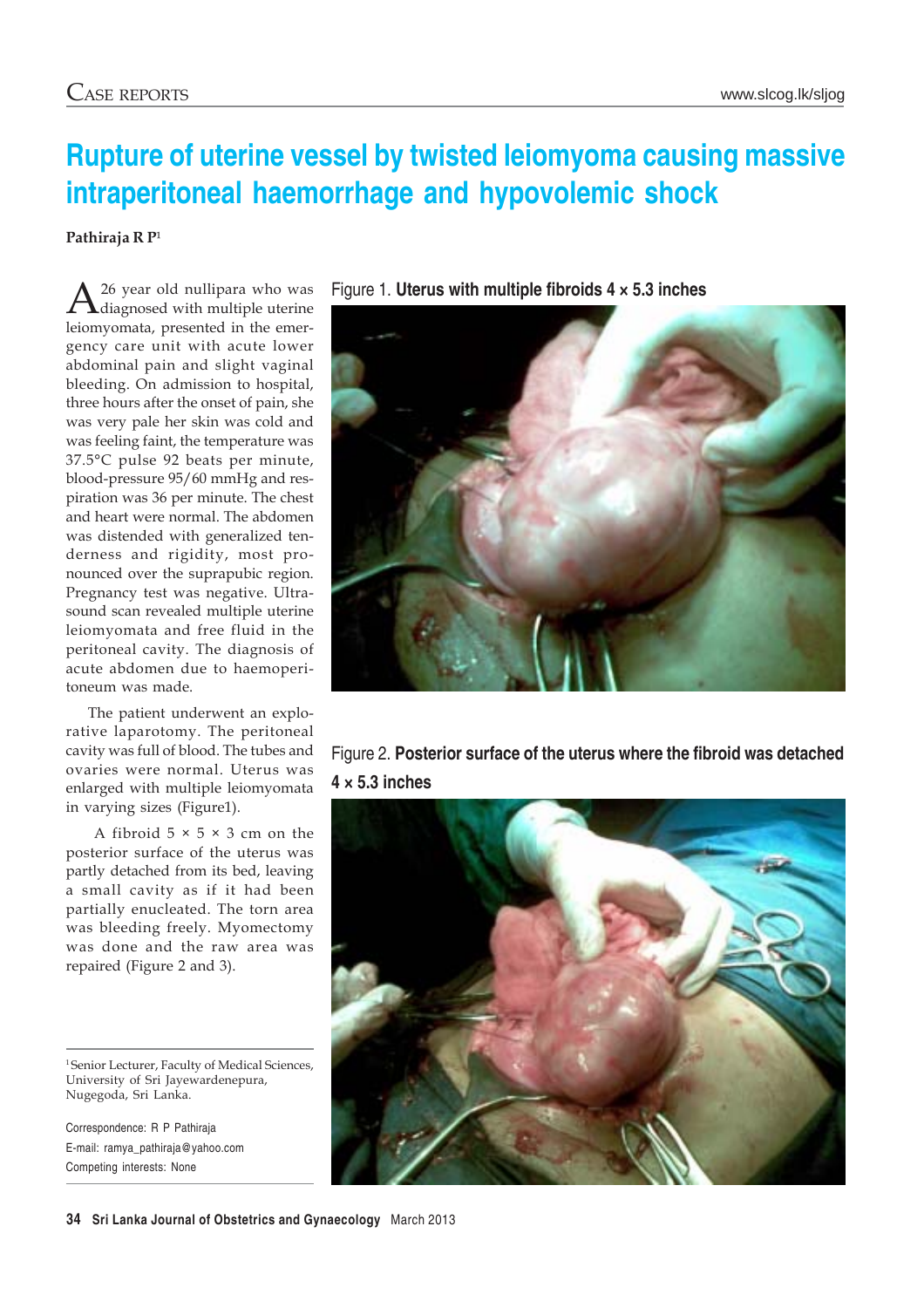# Rupture of uterine vessel by twisted leiomyoma causing massive intraperitoneal haemorrhage and hypovolemic shock

**Pathiraja R P**[1]

A 26 year old nullipara who was diagnosed with multiple uterine leiomyomata, presented in the emergency care unit with acute lower abdominal pain and slight vaginal bleeding. On admission to hospital, three hours after the onset of pain, she was very pale her skin was cold and was feeling faint, the temperature was 37.5°C pulse 92 beats per minute, blood-pressure 95/60 mmHg and respiration was 36 per minute. The chest and heart were normal. The abdomen was distended with generalized tenderness and rigidity, most pronounced over the suprapubic region. Pregnancy test was negative. Ultrasound scan revealed multiple uterine leiomyomata and free fluid in the peritoneal cavity. The diagnosis of acute abdomen due to haemoperitoneum was made.

The patient underwent an explorative laparotomy. The peritoneal cavity was full of blood. The tubes and ovaries were normal. Uterus was enlarged with multiple leiomyomata in varying sizes (Figure1).

A fibroid 5 × 5 × 3 cm on the posterior surface of the uterus was partly detached from its bed, leaving a small cavity as if it had been partially enucleated. The torn area was bleeding freely. Myomectomy was done and the raw area was repaired (Figure 2 and 3).

Figure 1. **Uterus with multiple fibroids 4 × 5.3 inches**

Figure 2. **Posterior surface of the uterus where the fibroid was detached 4 × 5.3 inches**

[1]Senior Lecturer, Faculty of Medical Sciences, University of Sri Jayewardenepura, Nugegoda, Sri Lanka.

Correspondence: R P Pathiraja
E-mail: ramya_pathiraja@yahoo.com
Competing interests: None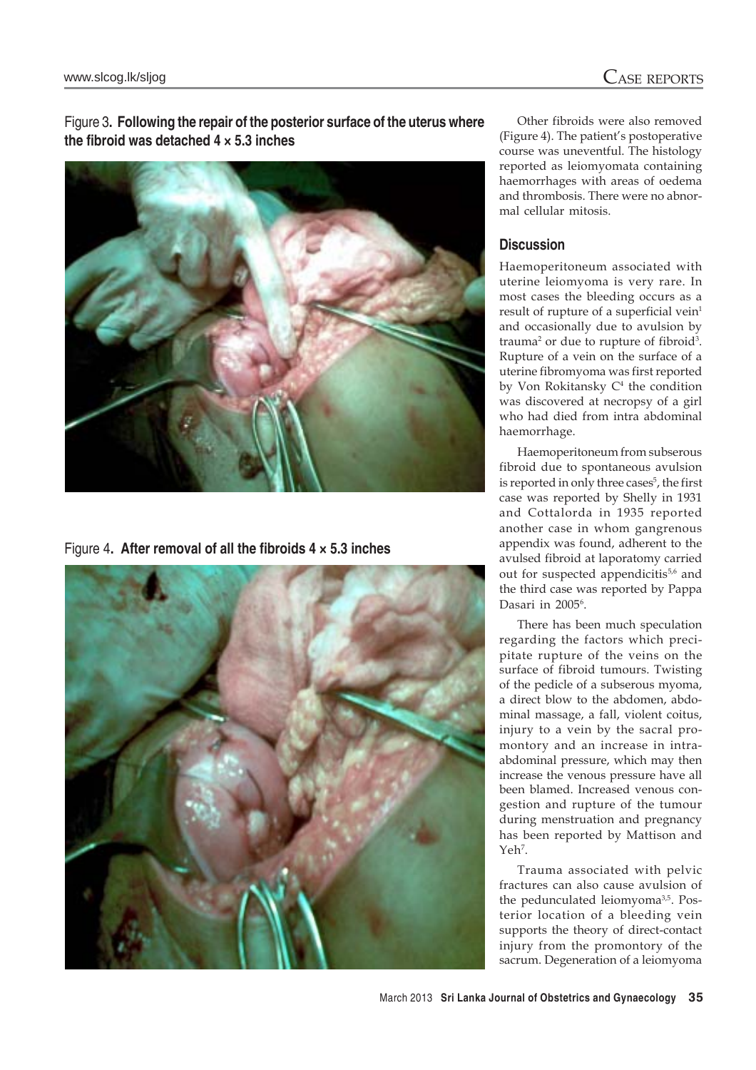Figure 3**. Following the repair of the posterior surface of the uterus where the fibroid was detached 4 × 5.3 inches**

Figure 4**. After removal of all the fibroids 4 × 5.3 inches**

Other fibroids were also removed (Figure 4). The patient's postoperative course was uneventful. The histology reported as leiomyomata containing haemorrhages with areas of oedema and thrombosis. There were no abnormal cellular mitosis.

## Discussion

Haemoperitoneum associated with uterine leiomyoma is very rare. In most cases the bleeding occurs as a result of rupture of a superficial vein[1] and occasionally due to avulsion by trauma[2] or due to rupture of fibroid[3]. Rupture of a vein on the surface of a uterine fibromyoma was first reported by Von Rokitansky C[4] the condition was discovered at necropsy of a girl who had died from intra abdominal haemorrhage.

Haemoperitoneum from subserous fibroid due to spontaneous avulsion is reported in only three cases[5], the first case was reported by Shelly in 1931 and Cottalorda in 1935 reported another case in whom gangrenous appendix was found, adherent to the avulsed fibroid at laporatomy carried out for suspected appendicitis[5,6] and the third case was reported by Pappa Dasari in 2005[6].

There has been much speculation regarding the factors which precipitate rupture of the veins on the surface of fibroid tumours. Twisting of the pedicle of a subserous myoma, a direct blow to the abdomen, abdominal massage, a fall, violent coitus, injury to a vein by the sacral promontory and an increase in intra-abdominal pressure, which may then increase the venous pressure have all been blamed. Increased venous congestion and rupture of the tumour during menstruation and pregnancy has been reported by Mattison and Yeh[7].

Trauma associated with pelvic fractures can also cause avulsion of the pedunculated leiomyoma[3,5]. Posterior location of a bleeding vein supports the theory of direct-contact injury from the promontory of the sacrum. Degeneration of a leiomyoma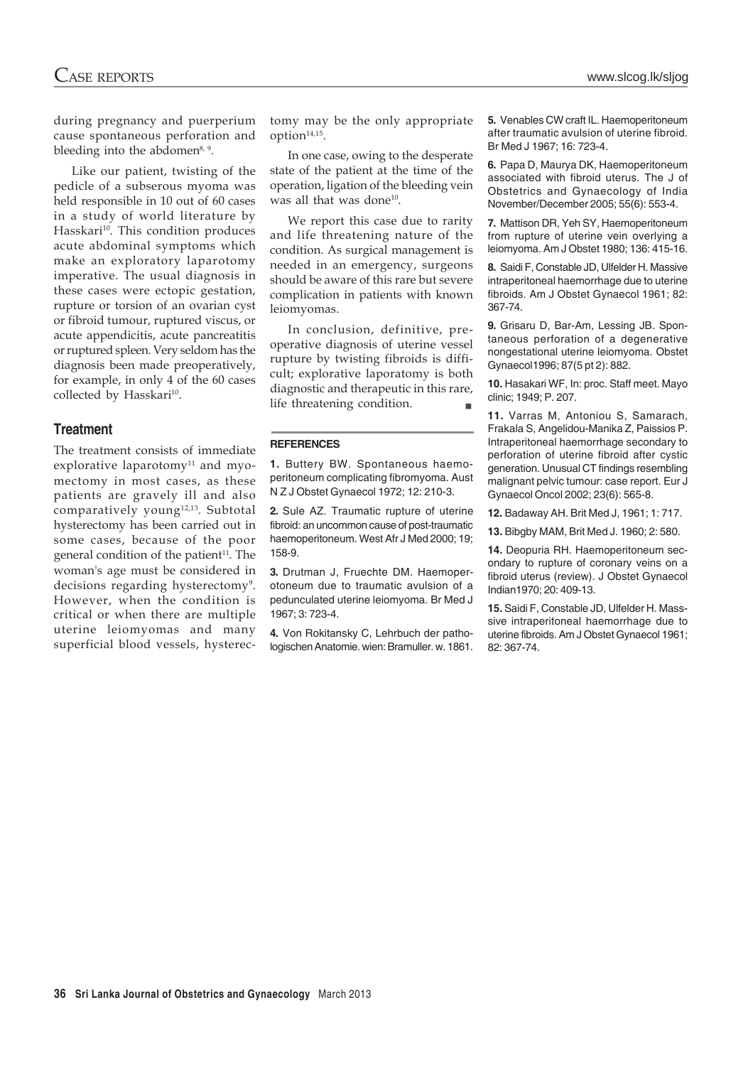during pregnancy and puerperium cause spontaneous perforation and bleeding into the abdomen[8, 9].

Like our patient, twisting of the pedicle of a subserous myoma was held responsible in 10 out of 60 cases in a study of world literature by Hasskari[10]. This condition produces acute abdominal symptoms which make an exploratory laparotomy imperative. The usual diagnosis in these cases were ectopic gestation, rupture or torsion of an ovarian cyst or fibroid tumour, ruptured viscus, or acute appendicitis, acute pancreatitis or ruptured spleen. Very seldom has the diagnosis been made preoperatively, for example, in only 4 of the 60 cases collected by Hasskari[10].

## Treatment

The treatment consists of immediate explorative laparotomy[11] and myomectomy in most cases, as these patients are gravely ill and also comparatively young[12,13]. Subtotal hysterectomy has been carried out in some cases, because of the poor general condition of the patient[11]. The woman's age must be considered in decisions regarding hysterectomy[9]. However, when the condition is critical or when there are multiple uterine leiomyomas and many superficial blood vessels, hysterectomy may be the only appropriate option[14,15].

In one case, owing to the desperate state of the patient at the time of the operation, ligation of the bleeding vein was all that was done[10].

We report this case due to rarity and life threatening nature of the condition. As surgical management is needed in an emergency, surgeons should be aware of this rare but severe complication in patients with known leiomyomas.

In conclusion, definitive, preoperative diagnosis of uterine vessel rupture by twisting fibroids is difficult; explorative laporatomy is both diagnostic and therapeutic in this rare, life threatening condition.

### REFERENCES

**1.** Buttery BW. Spontaneous haemoperitoneum complicating fibromyoma. Aust N Z J Obstet Gynaecol 1972; 12: 210-3.

**2.** Sule AZ. Traumatic rupture of uterine fibroid: an uncommon cause of post-traumatic haemoperitoneum. West Afr J Med 2000; 19; 158-9.

**3.** Drutman J, Fruechte DM. Haemoperotoneum due to traumatic avulsion of a pedunculated uterine leiomyoma. Br Med J 1967; 3: 723-4.

**4.** Von Rokitansky C, Lehrbuch der pathologischen Anatomie. wien: Bramuller. w. 1861.

**5.** Venables CW craft IL. Haemoperitoneum after traumatic avulsion of uterine fibroid. Br Med J 1967; 16: 723-4.

**6.** Papa D, Maurya DK, Haemoperitoneum associated with fibroid uterus. The J of Obstetrics and Gynaecology of India November/December 2005; 55(6): 553-4.

**7.** Mattison DR, Yeh SY, Haemoperitoneum from rupture of uterine vein overlying a leiomyoma. Am J Obstet 1980; 136: 415-16.

**8.** Saidi F, Constable JD, Ulfelder H. Massive intraperitoneal haemorrhage due to uterine fibroids. Am J Obstet Gynaecol 1961; 82: 367-74.

**9.** Grisaru D, Bar-Am, Lessing JB. Spontaneous perforation of a degenerative nongestational uterine leiomyoma. Obstet Gynaecol1996; 87(5 pt 2): 882.

**10.** Hasakari WF, In: proc. Staff meet. Mayo clinic; 1949; P. 207.

**11.** Varras M, Antoniou S, Samarach, Frakala S, Angelidou-Manika Z, Paissios P. Intraperitoneal haemorrhage secondary to perforation of uterine fibroid after cystic generation. Unusual CT findings resembling malignant pelvic tumour: case report. Eur J Gynaecol Oncol 2002; 23(6): 565-8.

**12.** Badaway AH. Brit Med J, 1961; 1: 717.

**13.** Bibgby MAM, Brit Med J. 1960; 2: 580.

**14.** Deopuria RH. Haemoperitoneum secondary to rupture of coronary veins on a fibroid uterus (review). J Obstet Gynaecol Indian1970; 20: 409-13.

**15.** Saidi F, Constable JD, Ulfelder H. Masssive intraperitoneal haemorrhage due to uterine fibroids. Am J Obstet Gynaecol 1961; 82: 367-74.